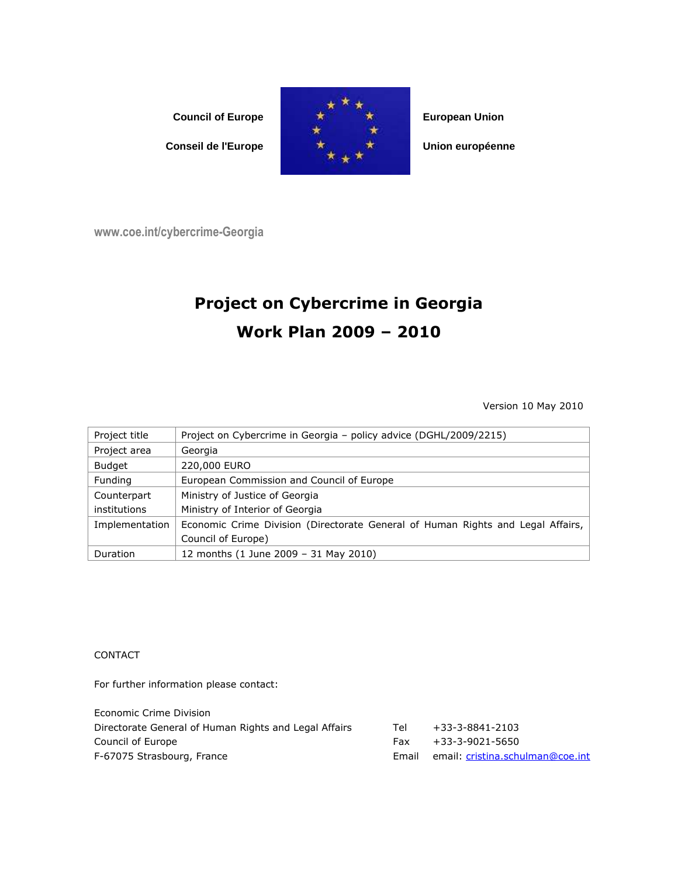Council of Europe

Conseil de l'Europe

European Union

Union européenne

www.coe.int/cybercrime-Georgia

# Project on Cybercrime in Georgia
# Work Plan 2009 – 2010

Version 10 May 2010

| Project title | Project on Cybercrime in Georgia – policy advice (DGHL/2009/2215) |
|---|---|
| Project area | Georgia |
| Budget | 220,000 EURO |
| Funding | European Commission and Council of Europe |
| Counterpart institutions | Ministry of Justice of Georgia<br>Ministry of Interior of Georgia |
| Implementation | Economic Crime Division (Directorate General of Human Rights and Legal Affairs, Council of Europe) |
| Duration | 12 months (1 June 2009 – 31 May 2010) |

CONTACT

For further information please contact:

Economic Crime Division
Directorate General of Human Rights and Legal Affairs
Council of Europe
F-67075 Strasbourg, France

Tel +33-3-8841-2103
Fax +33-3-9021-5650
Email email: cristina.schulman@coe.int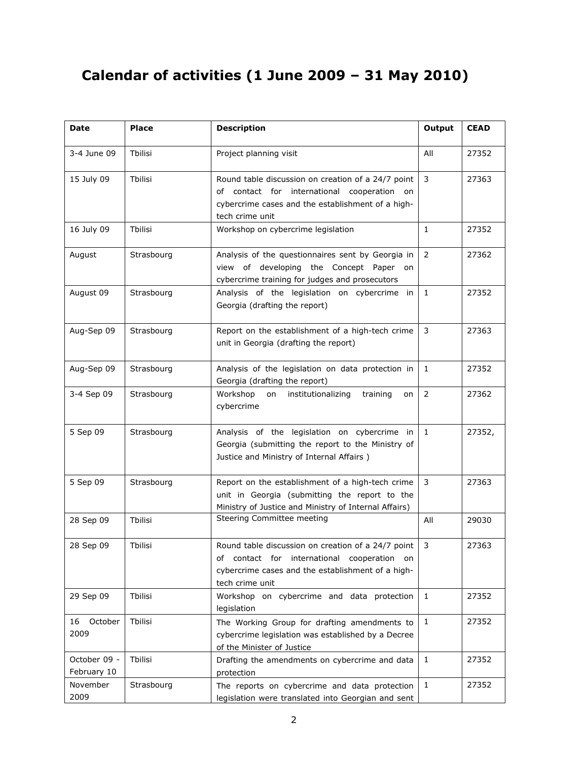# Calendar of activities (1 June 2009 – 31 May 2010)

| Date | Place | Description | Output | CEAD |
|---|---|---|---|---|
| 3-4 June 09 | Tbilisi | Project planning visit | All | 27352 |
| 15 July 09 | Tbilisi | Round table discussion on creation of a 24/7 point of contact for international cooperation on cybercrime cases and the establishment of a high-tech crime unit | 3 | 27363 |
| 16 July 09 | Tbilisi | Workshop on cybercrime legislation | 1 | 27352 |
| August | Strasbourg | Analysis of the questionnaires sent by Georgia in view of developing the Concept Paper on cybercrime training for judges and prosecutors | 2 | 27362 |
| August 09 | Strasbourg | Analysis of the legislation on cybercrime in Georgia (drafting the report) | 1 | 27352 |
| Aug-Sep 09 | Strasbourg | Report on the establishment of a high-tech crime unit in Georgia (drafting the report) | 3 | 27363 |
| Aug-Sep 09 | Strasbourg | Analysis of the legislation on data protection in Georgia (drafting the report) | 1 | 27352 |
| 3-4 Sep 09 | Strasbourg | Workshop on institutionalizing training on cybercrime | 2 | 27362 |
| 5 Sep 09 | Strasbourg | Analysis of the legislation on cybercrime in Georgia (submitting the report to the Ministry of Justice and Ministry of Internal Affairs ) | 1 | 27352, |
| 5 Sep 09 | Strasbourg | Report on the establishment of a high-tech crime unit in Georgia (submitting the report to the Ministry of Justice and Ministry of Internal Affairs) | 3 | 27363 |
| 28 Sep 09 | Tbilisi | Steering Committee meeting | All | 29030 |
| 28 Sep 09 | Tbilisi | Round table discussion on creation of a 24/7 point of contact for international cooperation on cybercrime cases and the establishment of a high-tech crime unit | 3 | 27363 |
| 29 Sep 09 | Tbilisi | Workshop on cybercrime and data protection legislation | 1 | 27352 |
| 16 October 2009 | Tbilisi | The Working Group for drafting amendments to cybercrime legislation was established by a Decree of the Minister of Justice | 1 | 27352 |
| October 09 - February 10 | Tbilisi | Drafting the amendments on cybercrime and data protection | 1 | 27352 |
| November 2009 | Strasbourg | The reports on cybercrime and data protection legislation were translated into Georgian and sent | 1 | 27352 |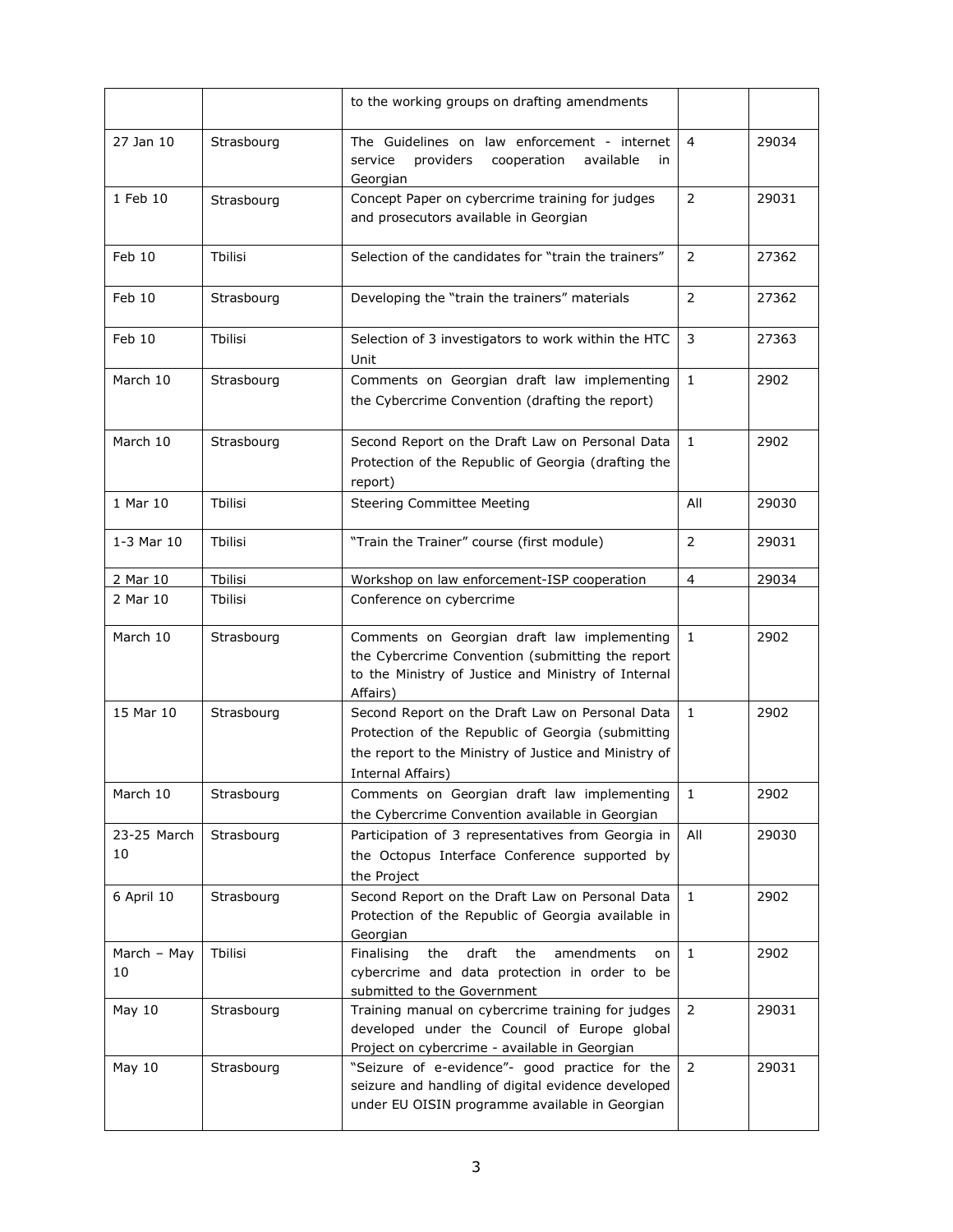| | | | | |
|---|---|---|---|---|
| | | to the working groups on drafting amendments | | |
| 27 Jan 10 | Strasbourg | The Guidelines on law enforcement - internet service providers cooperation available in Georgian | 4 | 29034 |
| 1 Feb 10 | Strasbourg | Concept Paper on cybercrime training for judges and prosecutors available in Georgian | 2 | 29031 |
| Feb 10 | Tbilisi | Selection of the candidates for "train the trainers" | 2 | 27362 |
| Feb 10 | Strasbourg | Developing the "train the trainers" materials | 2 | 27362 |
| Feb 10 | Tbilisi | Selection of 3 investigators to work within the HTC Unit | 3 | 27363 |
| March 10 | Strasbourg | Comments on Georgian draft law implementing the Cybercrime Convention (drafting the report) | 1 | 2902 |
| March 10 | Strasbourg | Second Report on the Draft Law on Personal Data Protection of the Republic of Georgia (drafting the report) | 1 | 2902 |
| 1 Mar 10 | Tbilisi | Steering Committee Meeting | All | 29030 |
| 1-3 Mar 10 | Tbilisi | "Train the Trainer" course (first module) | 2 | 29031 |
| 2 Mar 10 | Tbilisi | Workshop on law enforcement-ISP cooperation | 4 | 29034 |
| 2 Mar 10 | Tbilisi | Conference on cybercrime | | |
| March 10 | Strasbourg | Comments on Georgian draft law implementing the Cybercrime Convention (submitting the report to the Ministry of Justice and Ministry of Internal Affairs) | 1 | 2902 |
| 15 Mar 10 | Strasbourg | Second Report on the Draft Law on Personal Data Protection of the Republic of Georgia (submitting the report to the Ministry of Justice and Ministry of Internal Affairs) | 1 | 2902 |
| March 10 | Strasbourg | Comments on Georgian draft law implementing the Cybercrime Convention available in Georgian | 1 | 2902 |
| 23-25 March 10 | Strasbourg | Participation of 3 representatives from Georgia in the Octopus Interface Conference supported by the Project | All | 29030 |
| 6 April 10 | Strasbourg | Second Report on the Draft Law on Personal Data Protection of the Republic of Georgia available in Georgian | 1 | 2902 |
| March – May 10 | Tbilisi | Finalising the draft the amendments on cybercrime and data protection in order to be submitted to the Government | 1 | 2902 |
| May 10 | Strasbourg | Training manual on cybercrime training for judges developed under the Council of Europe global Project on cybercrime - available in Georgian | 2 | 29031 |
| May 10 | Strasbourg | "Seizure of e-evidence"- good practice for the seizure and handling of digital evidence developed under EU OISIN programme available in Georgian | 2 | 29031 |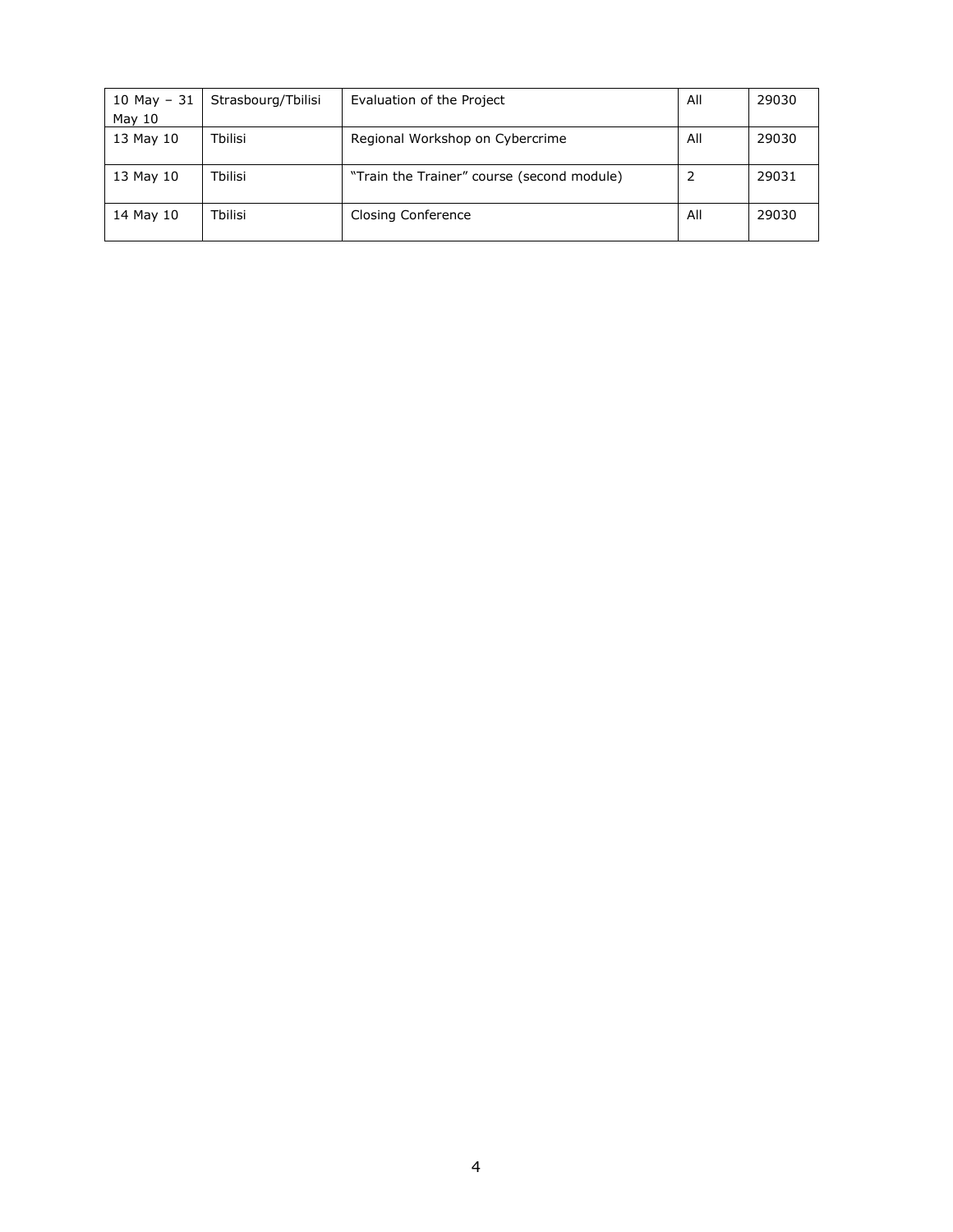| | | | | |
|---|---|---|---|---|
| 10 May – 31 May 10 | Strasbourg/Tbilisi | Evaluation of the Project | All | 29030 |
| 13 May 10 | Tbilisi | Regional Workshop on Cybercrime | All | 29030 |
| 13 May 10 | Tbilisi | "Train the Trainer" course (second module) | 2 | 29031 |
| 14 May 10 | Tbilisi | Closing Conference | All | 29030 |